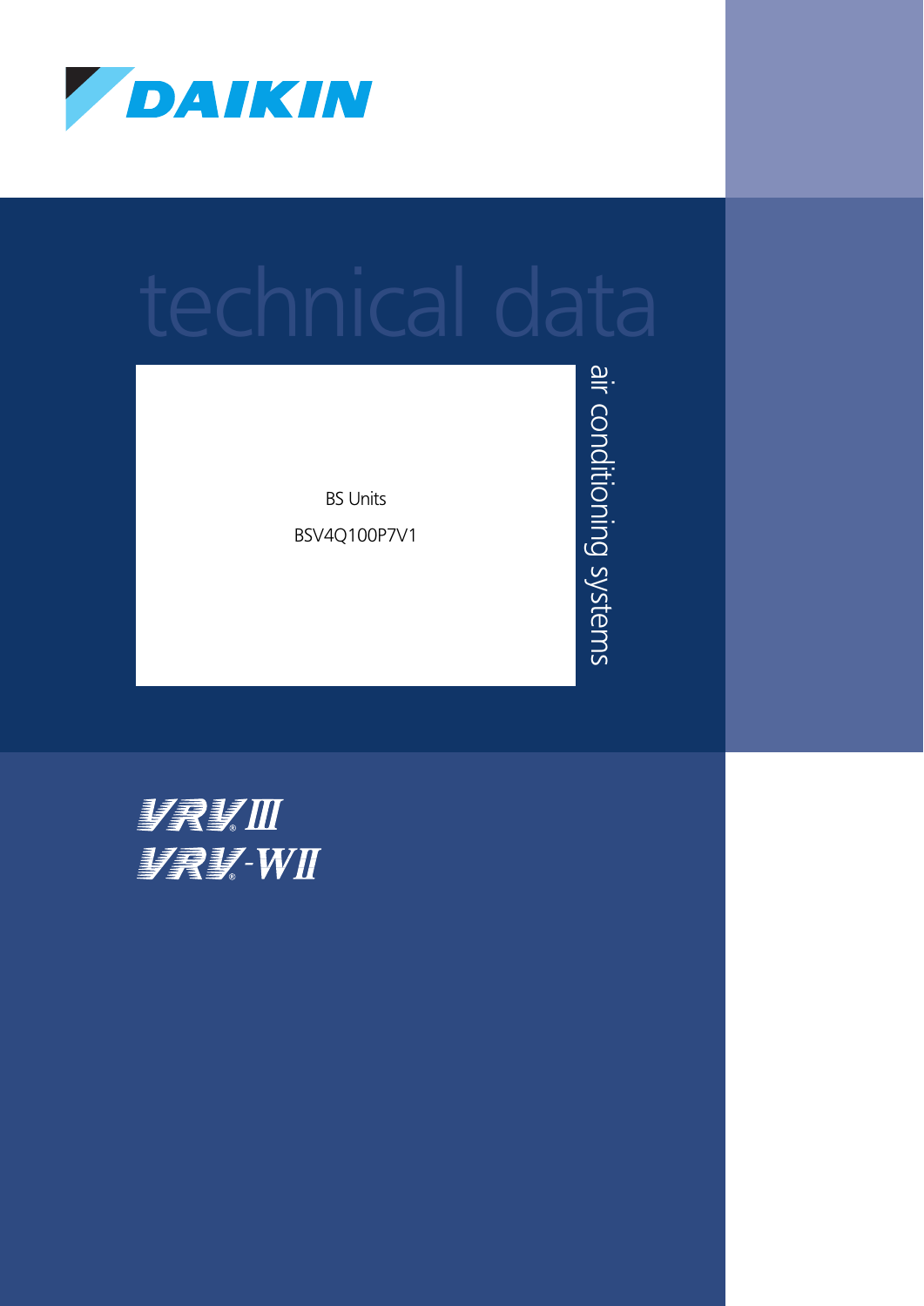DAIKIN

# technical data

air conditioning systems

BS Units

BSV4Q100P7V1

VRV III

VRV-WII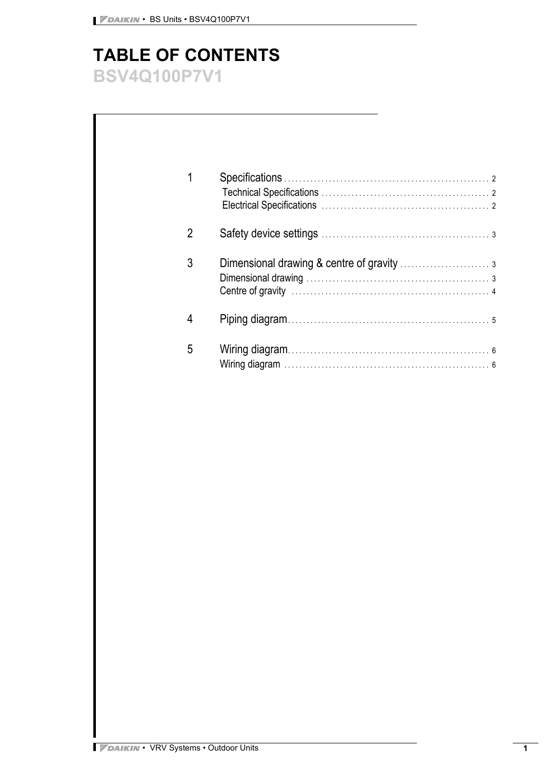# TABLE OF CONTENTS

## BSV4Q100P7V1

| | | |
|---|---|---|
| 1 | Specifications | 2 |
| | Technical Specifications | 2 |
| | Electrical Specifications | 2 |
| 2 | Safety device settings | 3 |
| 3 | Dimensional drawing & centre of gravity | 3 |
| | Dimensional drawing | 3 |
| | Centre of gravity | 4 |
| 4 | Piping diagram | 5 |
| 5 | Wiring diagram | 6 |
| | Wiring diagram | 6 |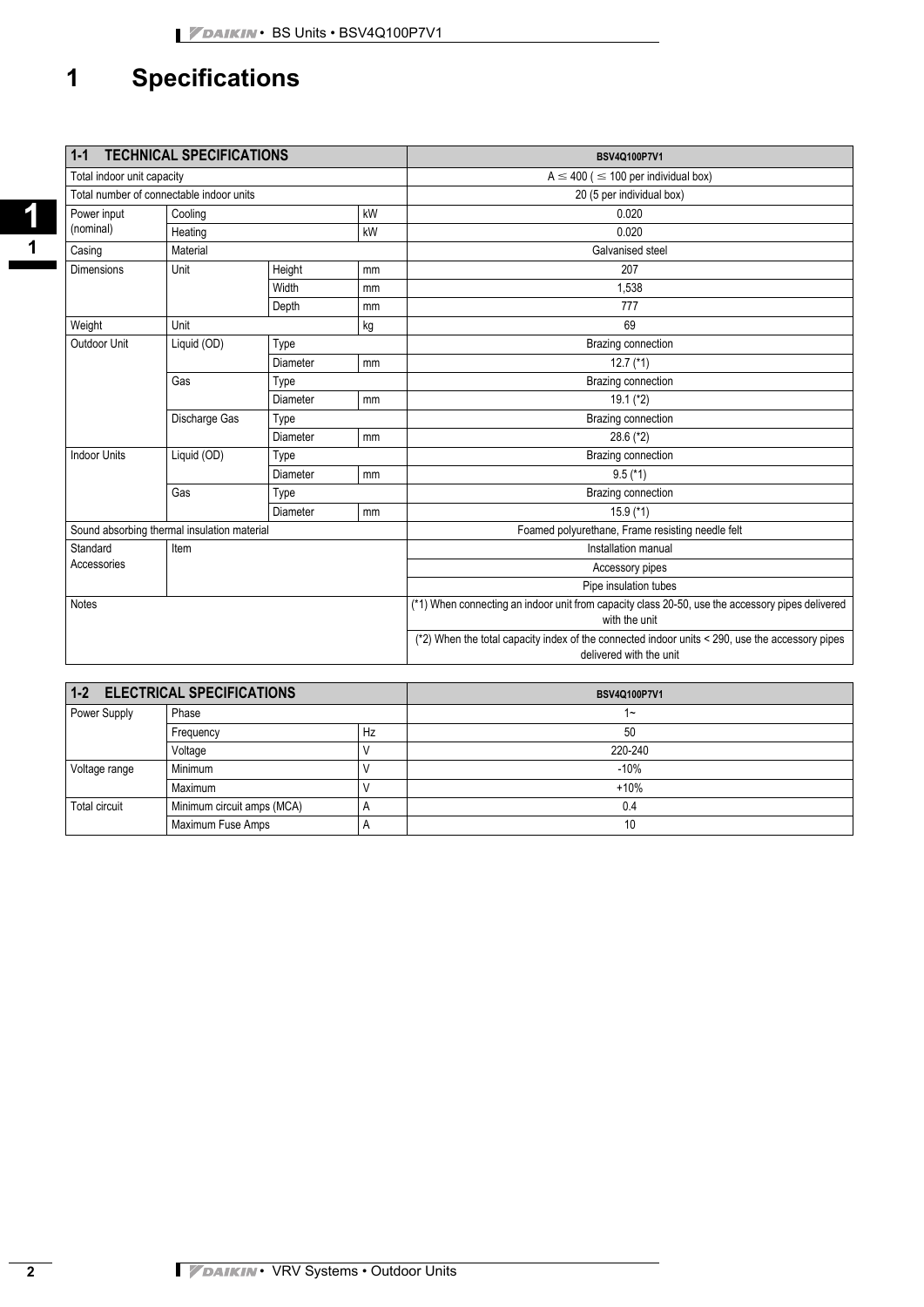# 1 Specifications

| 1-1 TECHNICAL SPECIFICATIONS | | | | BSV4Q100P7V1 |
|---|---|---|---|---|
| Total indoor unit capacity | | | | A ≤ 400 ( ≤ 100 per individual box) |
| Total number of connectable indoor units | | | | 20 (5 per individual box) |
| Power input (nominal) | Cooling | | kW | 0.020 |
| | Heating | | kW | 0.020 |
| Casing | Material | | | Galvanised steel |
| Dimensions | Unit | Height | mm | 207 |
| | | Width | mm | 1,538 |
| | | Depth | mm | 777 |
| Weight | Unit | | kg | 69 |
| Outdoor Unit | Liquid (OD) | Type | | Brazing connection |
| | | Diameter | mm | 12.7 (*1) |
| | Gas | Type | | Brazing connection |
| | | Diameter | mm | 19.1 (*2) |
| | Discharge Gas | Type | | Brazing connection |
| | | Diameter | mm | 28.6 (*2) |
| Indoor Units | Liquid (OD) | Type | | Brazing connection |
| | | Diameter | mm | 9.5 (*1) |
| | Gas | Type | | Brazing connection |
| | | Diameter | mm | 15.9 (*1) |
| Sound absorbing thermal insulation material | | | | Foamed polyurethane, Frame resisting needle felt |
| Standard Accessories | Item | | | Installation manual |
| | | | | Accessory pipes |
| | | | | Pipe insulation tubes |
| Notes | | | | (*1) When connecting an indoor unit from capacity class 20-50, use the accessory pipes delivered with the unit |
| | | | | (*2) When the total capacity index of the connected indoor units < 290, use the accessory pipes delivered with the unit |

| 1-2 ELECTRICAL SPECIFICATIONS | | | BSV4Q100P7V1 |
|---|---|---|---|
| Power Supply | Phase | | 1~ |
| | Frequency | Hz | 50 |
| | Voltage | V | 220-240 |
| Voltage range | Minimum | V | -10% |
| | Maximum | V | +10% |
| Total circuit | Minimum circuit amps (MCA) | A | 0.4 |
| | Maximum Fuse Amps | A | 10 |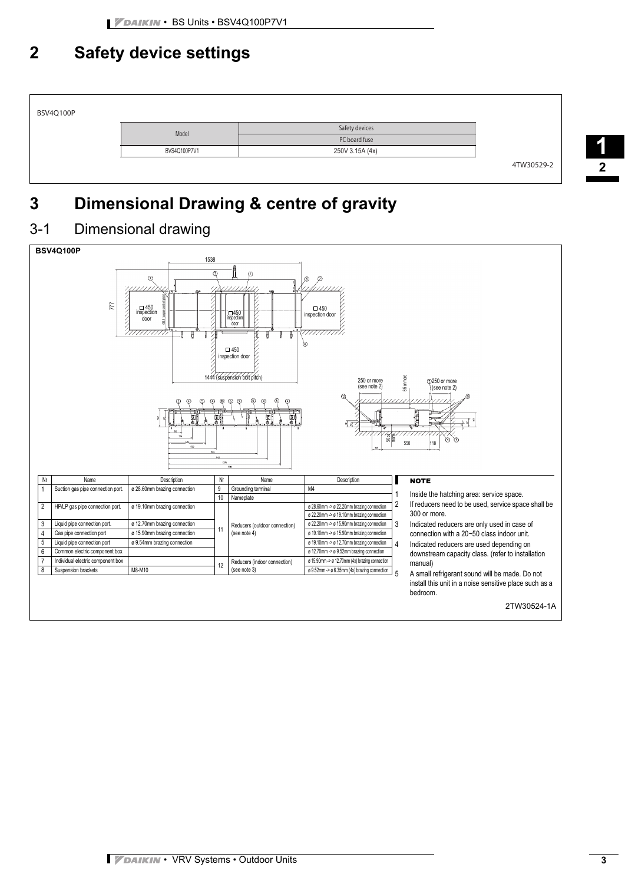## 2 Safety device settings

BSV4Q100P

| Model | Safety devices |
|---|---|
| | PC board fuse |
| BVS4Q100P7V1 | 250V 3.15A (4x) |

4TW30529-2

## 3 Dimensional Drawing & centre of gravity

### 3-1 Dimensional drawing

**BSV4Q100P**

1538

777

□ 450 inspection door

□ 450 inspection door

□ 450 inspection door

□ 450 inspection door

1444 (suspension bolt pitch)

250 or more (see note 2)

65 or more

250 or more (see note 2)

50 or more

550

118

| Nr | Name | Description | Nr | Name | Description |
|---|---|---|---|---|---|
| 1 | Suction gas pipe connection port. | ø 28.60mm brazing connection | 9 | Grounding terminal | M4 |
| | | | 10 | Nameplate | |
| 2 | HP/LP gas pipe connection port. | ø 19.10mm brazing connection | 11 | Reducers (outdoor connection) (see note 4) | ø 28.60mm -> ø 22.20mm brazing connection |
| | | | | | ø 22.20mm -> ø 19.10mm brazing connection |
| 3 | Liquid pipe connection port. | ø 12.70mm brazing connection | | | ø 22.20mm -> ø 15.90mm brazing connection |
| 4 | Gas pipe connection port | ø 15.90mm brazing connection | | | ø 19.10mm -> ø 15.90mm brazing connection |
| 5 | Liquid pipe connection port | ø 9.54mm brazing connection | | | ø 19.10mm -> ø 12.70mm brazing connection |
| 6 | Common electric component box | | | | ø 12.70mm -> ø 9.52mm brazing connection |
| 7 | Individual electric component box | | 12 | Reducers (indoor connection) (see note 3) | ø 15.90mm -> ø 12.70mm (4x) brazing connection |
| 8 | Suspension brackets | M8-M10 | | | ø 9.52mm -> ø 6.35mm (4x) brazing connection |

**NOTE**

1. Inside the hatching area: service space.
2. If reducers need to be used, service space shall be 300 or more.
3. Indicated reducers are only used in case of connection with a 20~50 class indoor unit.
4. Indicated reducers are used depending on downstream capacity class. (refer to installation manual)
5. A small refrigerant sound will be made. Do not install this unit in a noise sensitive place such as a bedroom.

2TW30524-1A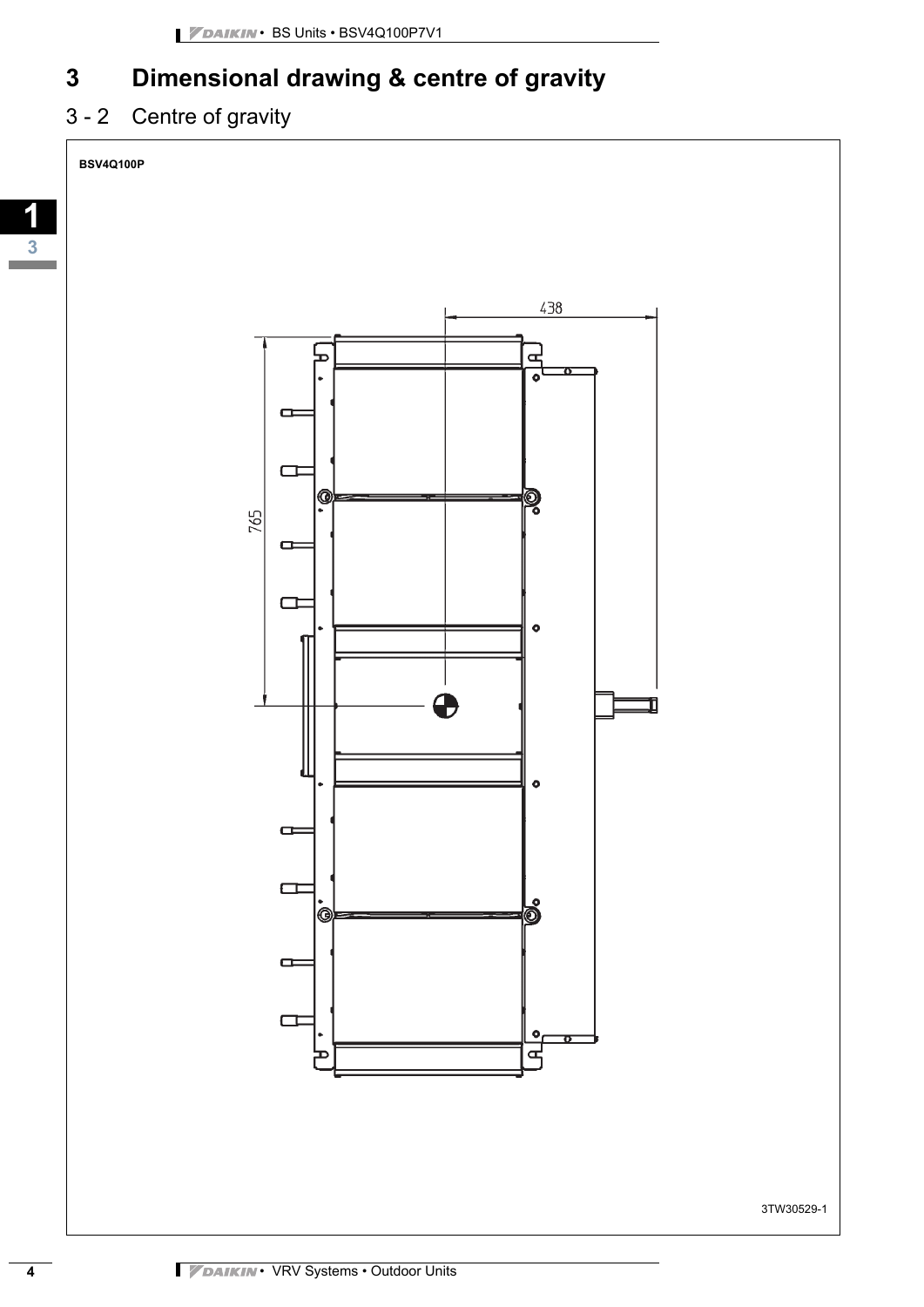# 3 Dimensional drawing & centre of gravity

## 3 - 2 Centre of gravity

**BSV4Q100P**

438

765

3TW30529-1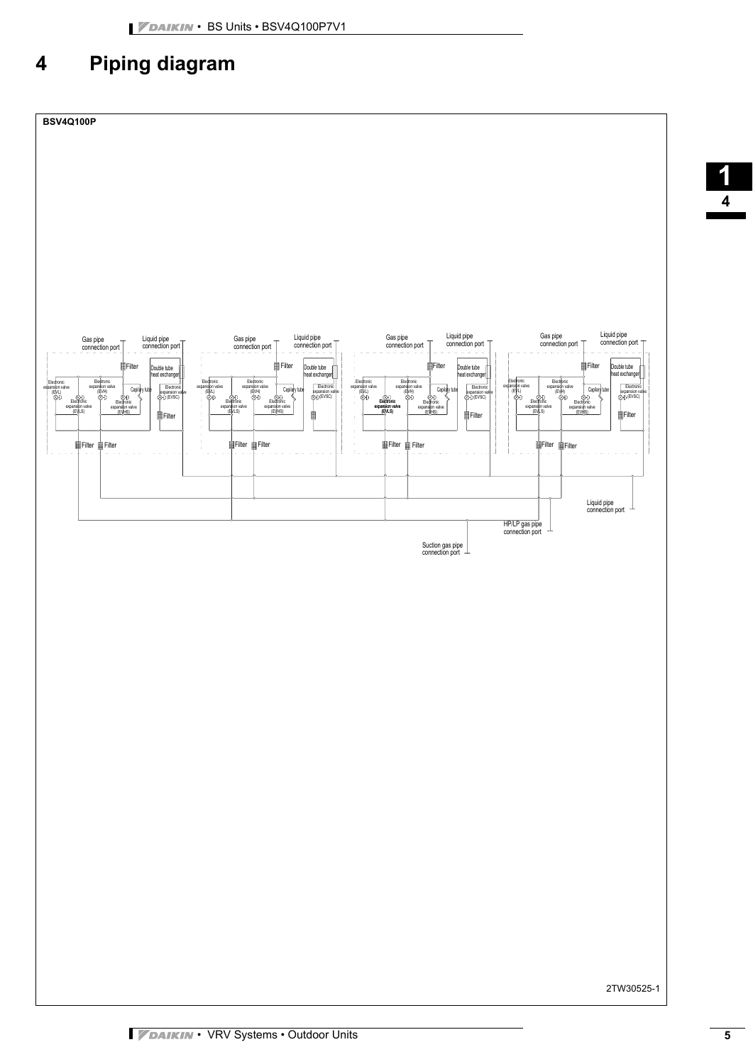# 4 Piping diagram

BSV4Q100P

Gas pipe connection port

Liquid pipe connection port

Filter

Double tube heat exchanger

Electronic expansion valve (EVL)

Electronic expansion valve (EVH)

Capillary tube

Electronic expansion valve (EVSC)

Electronic expansion valve (EVLS)

Electronic expansion valve (EVHS)

Filter

Filter Filter

Liquid pipe connection port

HP/LP gas pipe connection port

Suction gas pipe connection port

2TW30525-1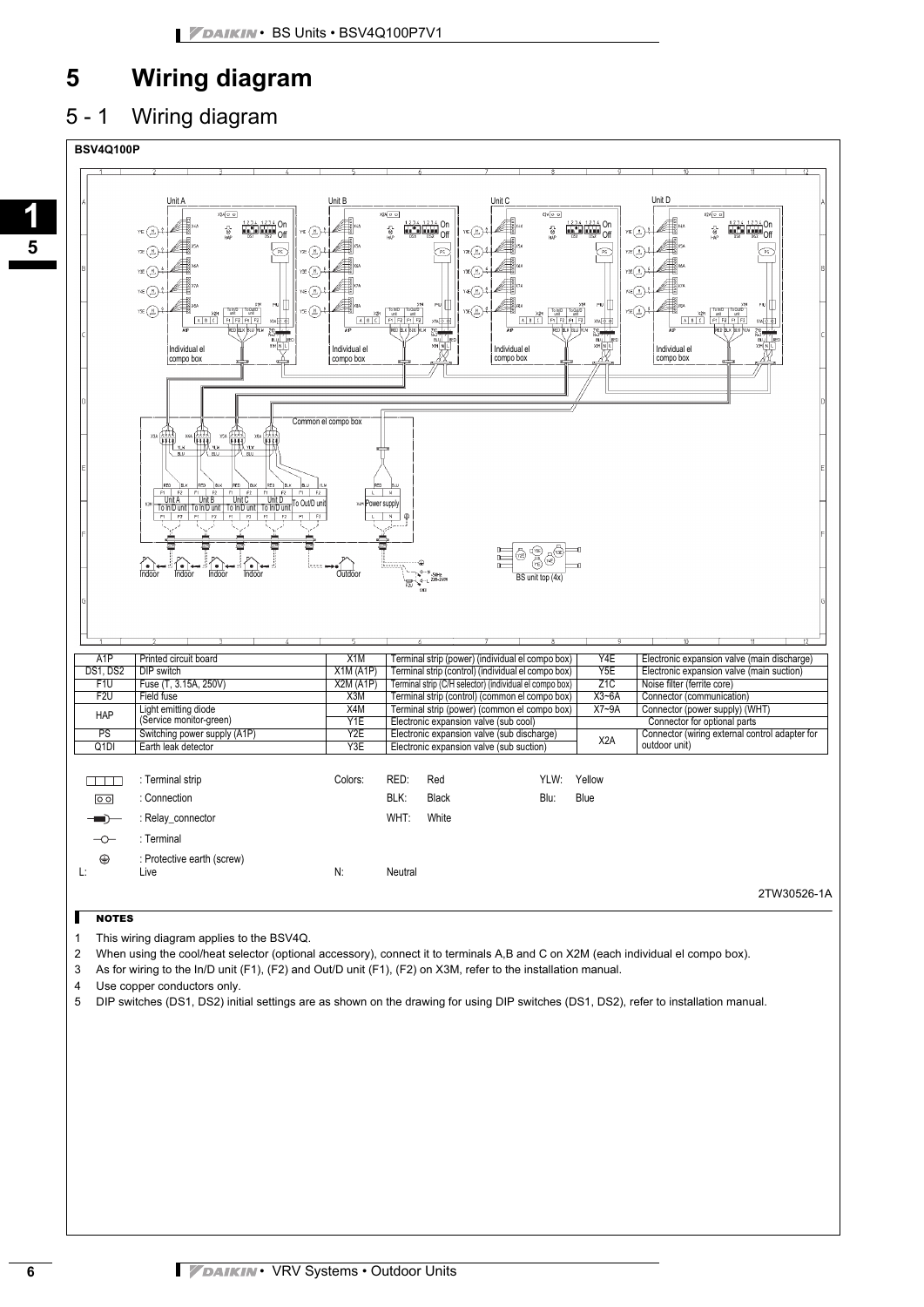# 5 Wiring diagram

## 5 - 1 Wiring diagram

**BSV4Q100P**

Unit A
Unit B
Unit C
Unit D
Individual el compo box
Common el compo box
To In/D unit
To Out/D unit
Power supply
Indoor
Outdoor
BS unit top (4x)

| | | | | | |
|---|---|---|---|---|---|
| A1P | Printed circuit board | X1M | Terminal strip (power) (individual el compo box) | Y4E | Electronic expansion valve (main discharge) |
| DS1, DS2 | DIP switch | X1M (A1P) | Terminal strip (control) (individual el compo box) | Y5E | Electronic expansion valve (main suction) |
| F1U | Fuse (T, 3.15A, 250V) | X2M (A1P) | Terminal strip (C/H selector) (individual el compo box) | Z1C | Noise filter (ferrite core) |
| F2U | Field fuse | X3M | Terminal strip (control) (common el compo box) | X3~6A | Connector (communication) |
| HAP | Light emitting diode (Service monitor-green) | X4M | Terminal strip (power) (common el compo box) | X7~9A | Connector (power supply) (WHT) |
| | | Y1E | Electronic expansion valve (sub cool) | | Connector for optional parts |
| PS | Switching power supply (A1P) | Y2E | Electronic expansion valve (sub discharge) | X2A | Connector (wiring external control adapter for outdoor unit) |
| Q1DI | Earth leak detector | Y3E | Electronic expansion valve (sub suction) | | |

: Terminal strip
: Connection
: Relay_connector
: Terminal
: Protective earth (screw)
L: Live

Colors: RED: Red, YLW: Yellow, BLK: Black, Blu: Blue, WHT: White

N: Neutral

2TW30526-1A

**NOTES**

1. This wiring diagram applies to the BSV4Q.
2. When using the cool/heat selector (optional accessory), connect it to terminals A,B and C on X2M (each individual el compo box).
3. As for wiring to the In/D unit (F1), (F2) and Out/D unit (F1), (F2) on X3M, refer to the installation manual.
4. Use copper conductors only.
5. DIP switches (DS1, DS2) initial settings are as shown on the drawing for using DIP switches (DS1, DS2), refer to installation manual.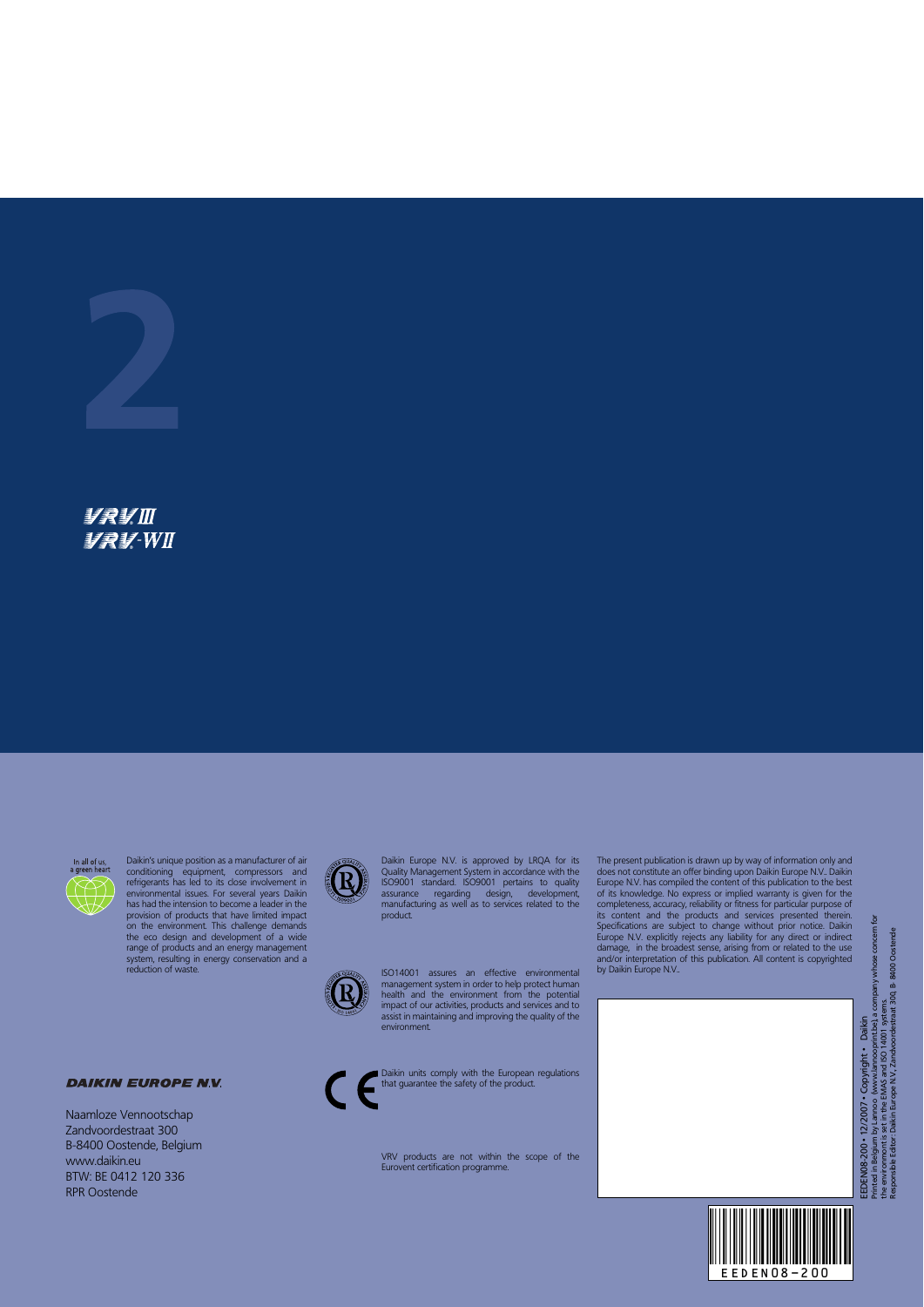2

VRVIII
VRV-WII

In all of us, a green heart

Daikin's unique position as a manufacturer of air conditioning equipment, compressors and refrigerants has led to its close involvement in environmental issues. For several years Daikin has had the intension to become a leader in the provision of products that have limited impact on the environment. This challenge demands the eco design and development of a wide range of products and an energy management system, resulting in energy conservation and a reduction of waste.

Daikin Europe N.V. is approved by LRQA for its Quality Management System in accordance with the ISO9001 standard. ISO9001 pertains to quality assurance regarding design, development, manufacturing as well as to services related to the product.

ISO14001 assures an effective environmental management system in order to help protect human health and the environment from the potential impact of our activities, products and services and to assist in maintaining and improving the quality of the environment.

Daikin units comply with the European regulations that guarantee the safety of the product.

VRV products are not within the scope of the Eurovent certification programme.

The present publication is drawn up by way of information only and does not constitute an offer binding upon Daikin Europe N.V.. Daikin Europe N.V. has compiled the content of this publication to the best of its knowledge. No express or implied warranty is given for the completeness, accuracy, reliability or fitness for particular purpose of its content and the products and services presented therein. Specifications are subject to change without prior notice. Daikin Europe N.V. explicitly rejects any liability for any direct or indirect damage, in the broadest sense, arising from or related to the use and/or interpretation of this publication. All content is copyrighted by Daikin Europe N.V..

**DAIKIN EUROPE N.V.**

Naamloze Vennootschap
Zandvoordestraat 300
B-8400 Oostende, Belgium
www.daikin.eu
BTW: BE 0412 120 336
RPR Oostende

EEDEN08-200 • 12/2007 • Copyright • Daikin
Printed in Belgium by Lannoo (www.lannooprint.be), a company whose concern for the environment is set in the EMAS and ISO 14001 systems.
Responsible Editor: Daikin Europe N.V., Zandvoordestraat 300, B- 8400 Oostende

EEDEN08-200